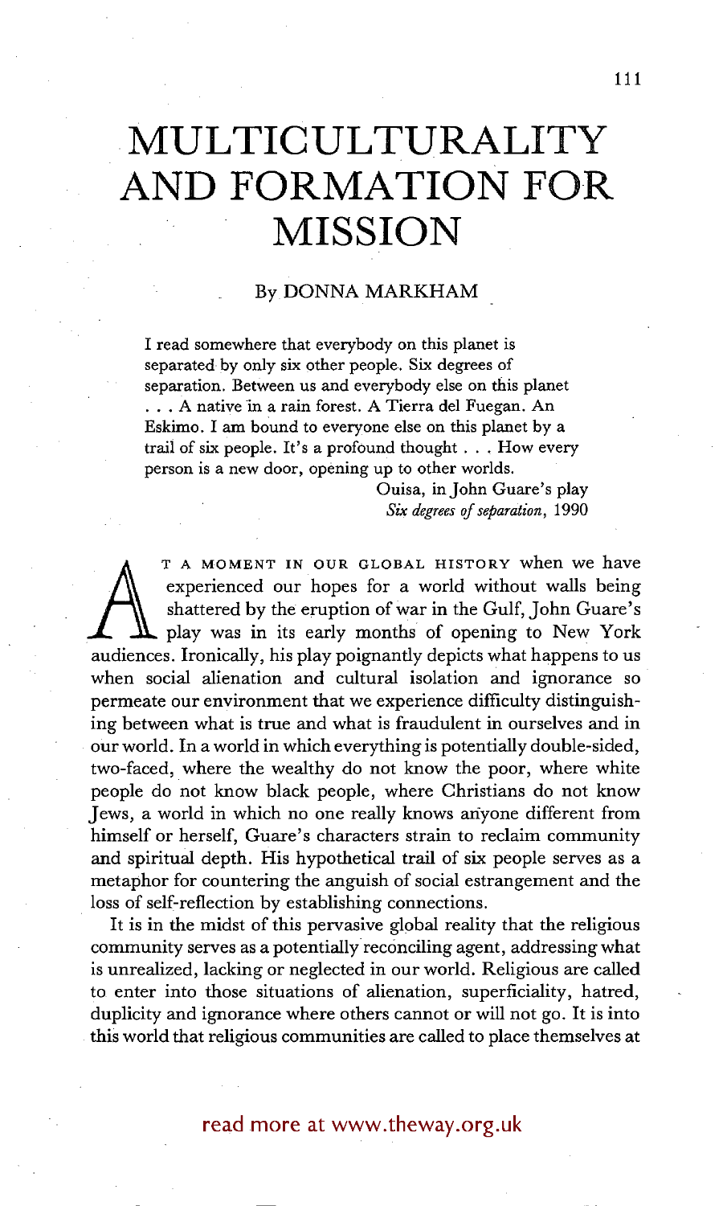# MULTICULTURALITY AND FORMATION FOR MISSION

By DONNA MARKHAM

> I read somewhere that everybody on this planet is separated by only six other people. Six degrees of separation. Between us and everybody else on this planet . . . A native in a rain forest. A Tierra del Fuegan. An Eskimo. I am bound to everyone else on this planet by a trail of six people. It's a profound thought . . . How every person is a new door, opening up to other worlds.
>
> Ouisa, in John Guare's play *Six degrees of separation*, 1990

AT A MOMENT IN OUR GLOBAL HISTORY when we have experienced our hopes for a world without walls being shattered by the eruption of war in the Gulf, John Guare's play was in its early months of opening to New York audiences. Ironically, his play poignantly depicts what happens to us when social alienation and cultural isolation and ignorance so permeate our environment that we experience difficulty distinguishing between what is true and what is fraudulent in ourselves and in our world. In a world in which everything is potentially double-sided, two-faced, where the wealthy do not know the poor, where white people do not know black people, where Christians do not know Jews, a world in which no one really knows anyone different from himself or herself, Guare's characters strain to reclaim community and spiritual depth. His hypothetical trail of six people serves as a metaphor for countering the anguish of social estrangement and the loss of self-reflection by establishing connections.

It is in the midst of this pervasive global reality that the religious community serves as a potentially reconciling agent, addressing what is unrealized, lacking or neglected in our world. Religious are called to enter into those situations of alienation, superficiality, hatred, duplicity and ignorance where others cannot or will not go. It is into this world that religious communities are called to place themselves at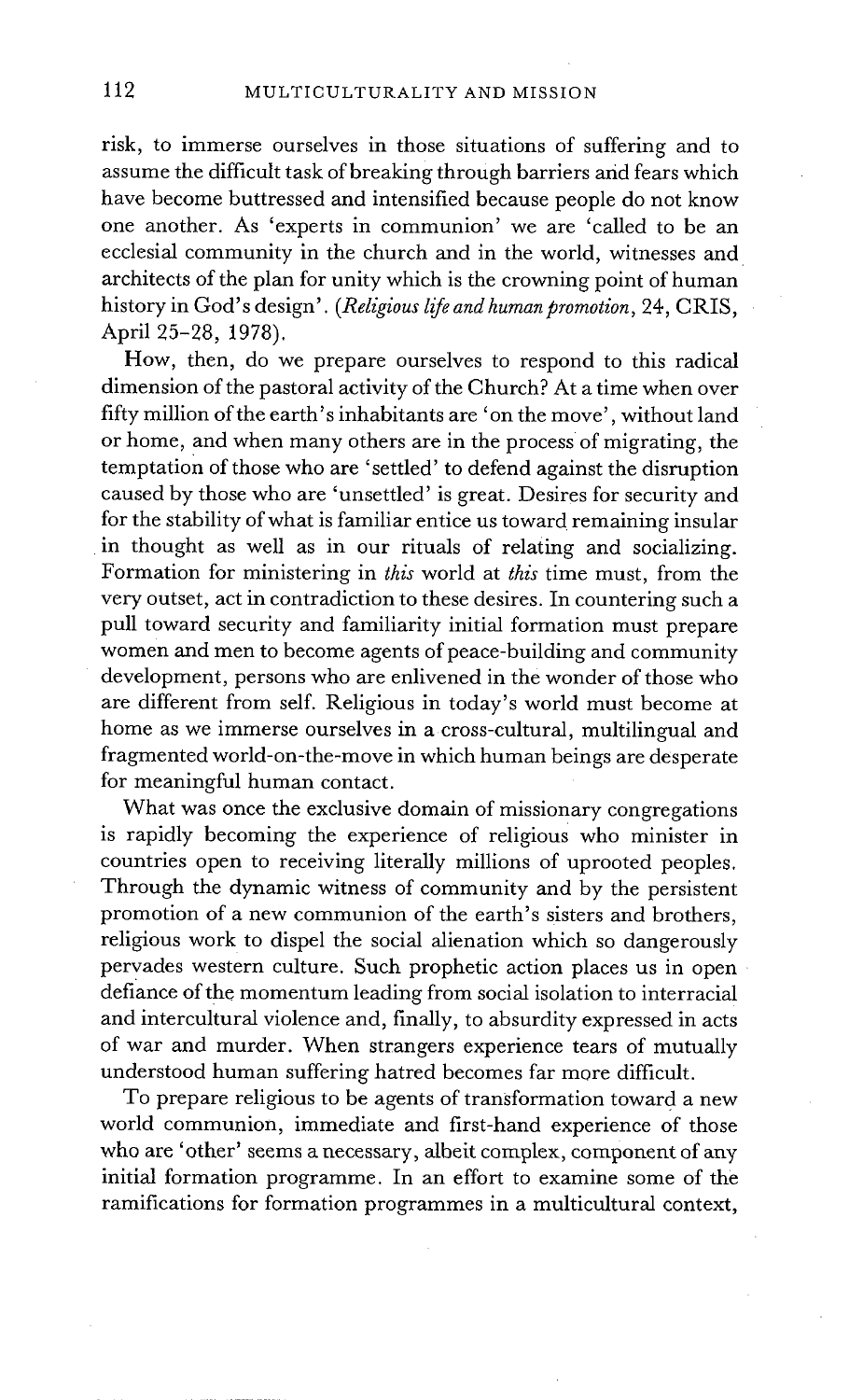risk, to immerse ourselves in those situations of suffering and to assume the difficult task of breaking through barriers and fears which have become buttressed and intensified because people do not know one another. As 'experts in communion' we are 'called to be an ecclesial community in the church and in the world, witnesses and architects of the plan for unity which is the crowning point of human history in God's design'. (*Religious life and human promotion*, 24, CRIS, April 25–28, 1978).

How, then, do we prepare ourselves to respond to this radical dimension of the pastoral activity of the Church? At a time when over fifty million of the earth's inhabitants are 'on the move', without land or home, and when many others are in the process of migrating, the temptation of those who are 'settled' to defend against the disruption caused by those who are 'unsettled' is great. Desires for security and for the stability of what is familiar entice us toward remaining insular in thought as well as in our rituals of relating and socializing. Formation for ministering in *this* world at *this* time must, from the very outset, act in contradiction to these desires. In countering such a pull toward security and familiarity initial formation must prepare women and men to become agents of peace-building and community development, persons who are enlivened in the wonder of those who are different from self. Religious in today's world must become at home as we immerse ourselves in a cross-cultural, multilingual and fragmented world-on-the-move in which human beings are desperate for meaningful human contact.

What was once the exclusive domain of missionary congregations is rapidly becoming the experience of religious who minister in countries open to receiving literally millions of uprooted peoples. Through the dynamic witness of community and by the persistent promotion of a new communion of the earth's sisters and brothers, religious work to dispel the social alienation which so dangerously pervades western culture. Such prophetic action places us in open defiance of the momentum leading from social isolation to interracial and intercultural violence and, finally, to absurdity expressed in acts of war and murder. When strangers experience tears of mutually understood human suffering hatred becomes far more difficult.

To prepare religious to be agents of transformation toward a new world communion, immediate and first-hand experience of those who are 'other' seems a necessary, albeit complex, component of any initial formation programme. In an effort to examine some of the ramifications for formation programmes in a multicultural context,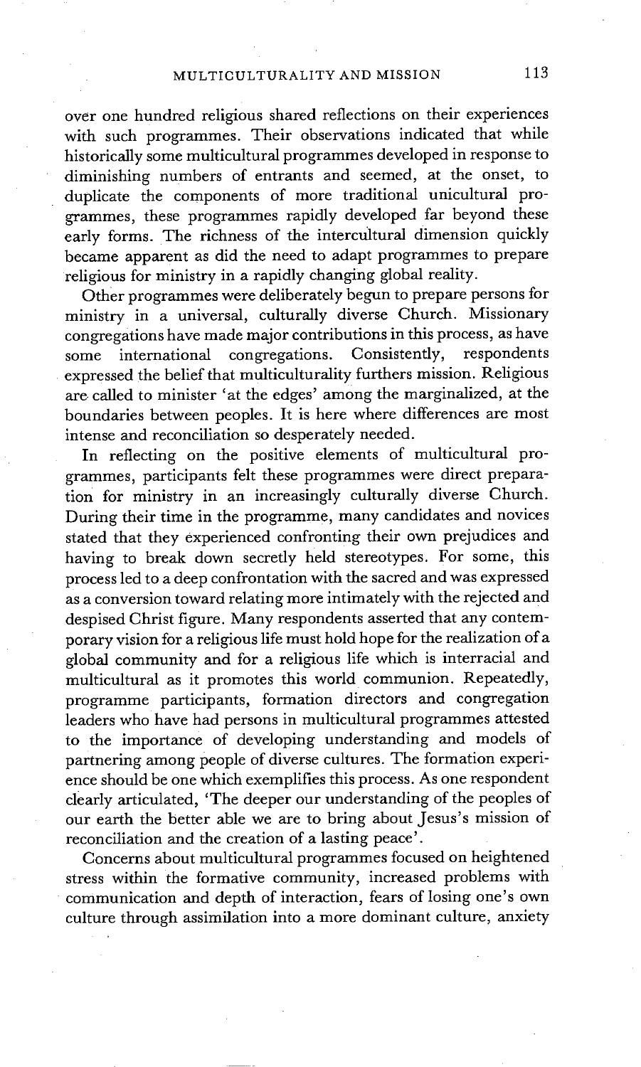over one hundred religious shared reflections on their experiences with such programmes. Their observations indicated that while historically some multicultural programmes developed in response to diminishing numbers of entrants and seemed, at the onset, to duplicate the components of more traditional unicultural programmes, these programmes rapidly developed far beyond these early forms. The richness of the intercultural dimension quickly became apparent as did the need to adapt programmes to prepare religious for ministry in a rapidly changing global reality.

Other programmes were deliberately begun to prepare persons for ministry in a universal, culturally diverse Church. Missionary congregations have made major contributions in this process, as have some international congregations. Consistently, respondents expressed the belief that multiculturality furthers mission. Religious are called to minister 'at the edges' among the marginalized, at the boundaries between peoples. It is here where differences are most intense and reconciliation so desperately needed.

In reflecting on the positive elements of multicultural programmes, participants felt these programmes were direct preparation for ministry in an increasingly culturally diverse Church. During their time in the programme, many candidates and novices stated that they experienced confronting their own prejudices and having to break down secretly held stereotypes. For some, this process led to a deep confrontation with the sacred and was expressed as a conversion toward relating more intimately with the rejected and despised Christ figure. Many respondents asserted that any contemporary vision for a religious life must hold hope for the realization of a global community and for a religious life which is interracial and multicultural as it promotes this world communion. Repeatedly, programme participants, formation directors and congregation leaders who have had persons in multicultural programmes attested to the importance of developing understanding and models of partnering among people of diverse cultures. The formation experience should be one which exemplifies this process. As one respondent clearly articulated, 'The deeper our understanding of the peoples of our earth the better able we are to bring about Jesus's mission of reconciliation and the creation of a lasting peace'.

Concerns about multicultural programmes focused on heightened stress within the formative community, increased problems with communication and depth of interaction, fears of losing one's own culture through assimilation into a more dominant culture, anxiety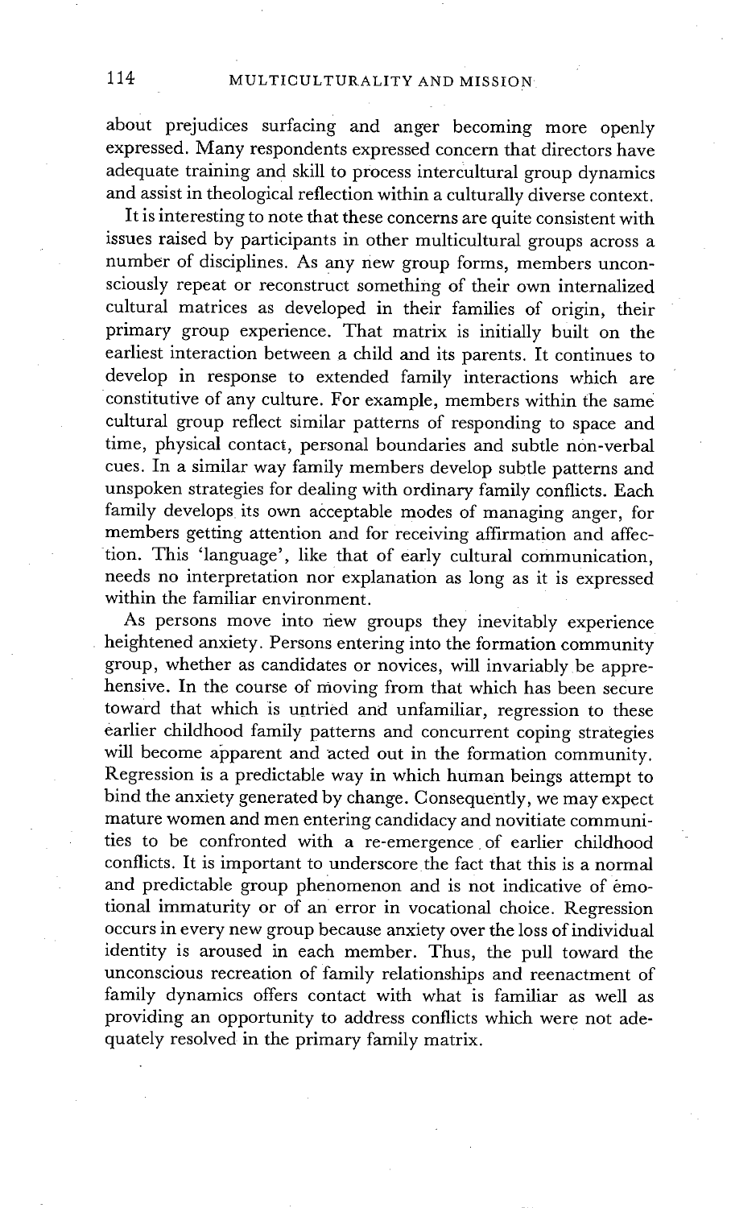about prejudices surfacing and anger becoming more openly expressed. Many respondents expressed concern that directors have adequate training and skill to process intercultural group dynamics and assist in theological reflection within a culturally diverse context.

It is interesting to note that these concerns are quite consistent with issues raised by participants in other multicultural groups across a number of disciplines. As any new group forms, members unconsciously repeat or reconstruct something of their own internalized cultural matrices as developed in their families of origin, their primary group experience. That matrix is initially built on the earliest interaction between a child and its parents. It continues to develop in response to extended family interactions which are constitutive of any culture. For example, members within the same cultural group reflect similar patterns of responding to space and time, physical contact, personal boundaries and subtle non-verbal cues. In a similar way family members develop subtle patterns and unspoken strategies for dealing with ordinary family conflicts. Each family develops its own acceptable modes of managing anger, for members getting attention and for receiving affirmation and affection. This 'language', like that of early cultural communication, needs no interpretation nor explanation as long as it is expressed within the familiar environment.

As persons move into new groups they inevitably experience heightened anxiety. Persons entering into the formation community group, whether as candidates or novices, will invariably be apprehensive. In the course of moving from that which has been secure toward that which is untried and unfamiliar, regression to these earlier childhood family patterns and concurrent coping strategies will become apparent and acted out in the formation community. Regression is a predictable way in which human beings attempt to bind the anxiety generated by change. Consequently, we may expect mature women and men entering candidacy and novitiate communities to be confronted with a re-emergence of earlier childhood conflicts. It is important to underscore the fact that this is a normal and predictable group phenomenon and is not indicative of emotional immaturity or of an error in vocational choice. Regression occurs in every new group because anxiety over the loss of individual identity is aroused in each member. Thus, the pull toward the unconscious recreation of family relationships and reenactment of family dynamics offers contact with what is familiar as well as providing an opportunity to address conflicts which were not adequately resolved in the primary family matrix.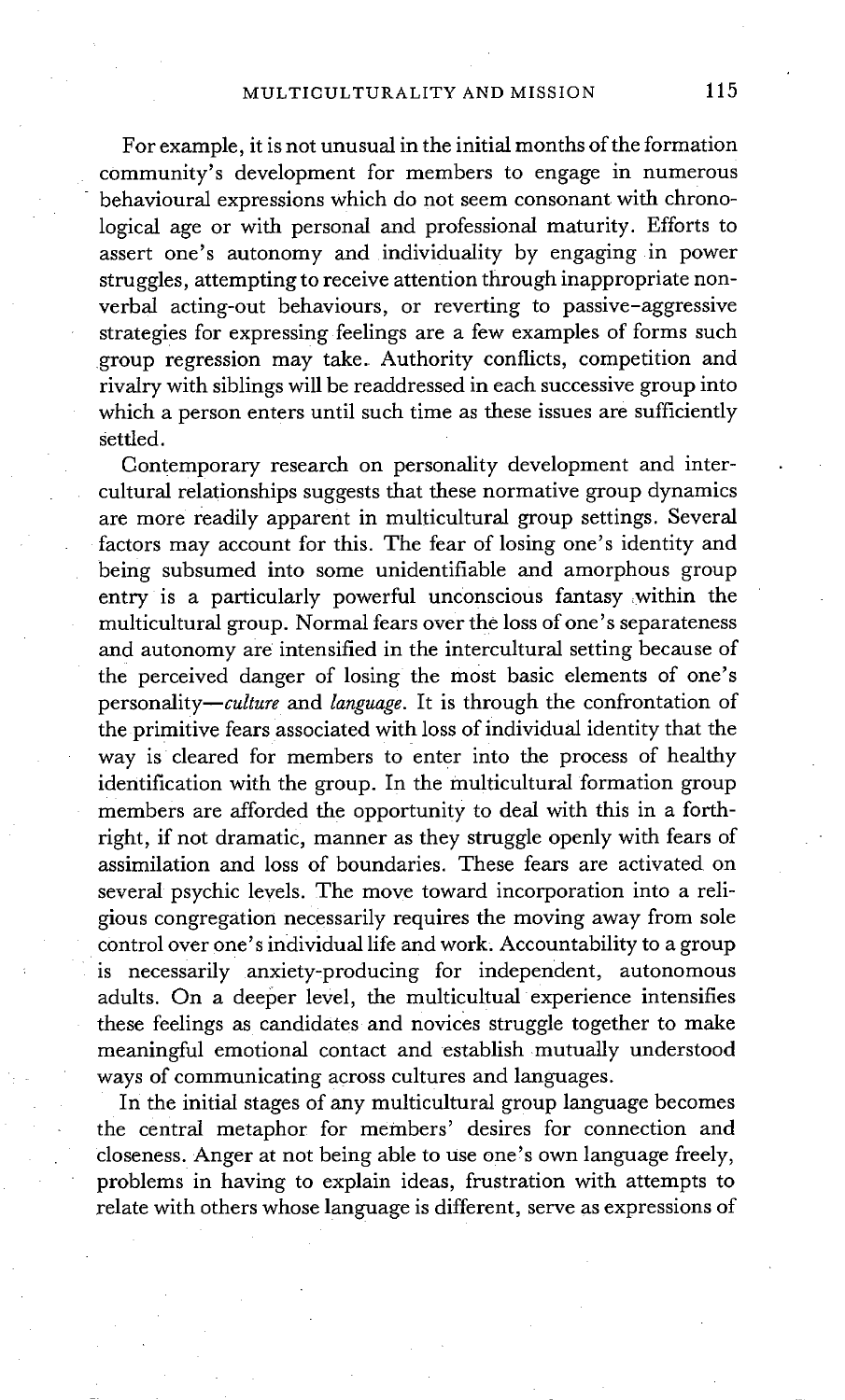For example, it is not unusual in the initial months of the formation community's development for members to engage in numerous behavioural expressions which do not seem consonant with chronological age or with personal and professional maturity. Efforts to assert one's autonomy and individuality by engaging in power struggles, attempting to receive attention through inappropriate non-verbal acting-out behaviours, or reverting to passive-aggressive strategies for expressing feelings are a few examples of forms such group regression may take. Authority conflicts, competition and rivalry with siblings will be readdressed in each successive group into which a person enters until such time as these issues are sufficiently settled.

Contemporary research on personality development and intercultural relationships suggests that these normative group dynamics are more readily apparent in multicultural group settings. Several factors may account for this. The fear of losing one's identity and being subsumed into some unidentifiable and amorphous group entry is a particularly powerful unconscious fantasy within the multicultural group. Normal fears over the loss of one's separateness and autonomy are intensified in the intercultural setting because of the perceived danger of losing the most basic elements of one's personality—*culture* and *language*. It is through the confrontation of the primitive fears associated with loss of individual identity that the way is cleared for members to enter into the process of healthy identification with the group. In the multicultural formation group members are afforded the opportunity to deal with this in a forthright, if not dramatic, manner as they struggle openly with fears of assimilation and loss of boundaries. These fears are activated on several psychic levels. The move toward incorporation into a religious congregation necessarily requires the moving away from sole control over one's individual life and work. Accountability to a group is necessarily anxiety-producing for independent, autonomous adults. On a deeper level, the multicultual experience intensifies these feelings as candidates and novices struggle together to make meaningful emotional contact and establish mutually understood ways of communicating across cultures and languages.

In the initial stages of any multicultural group language becomes the central metaphor for members' desires for connection and closeness. Anger at not being able to use one's own language freely, problems in having to explain ideas, frustration with attempts to relate with others whose language is different, serve as expressions of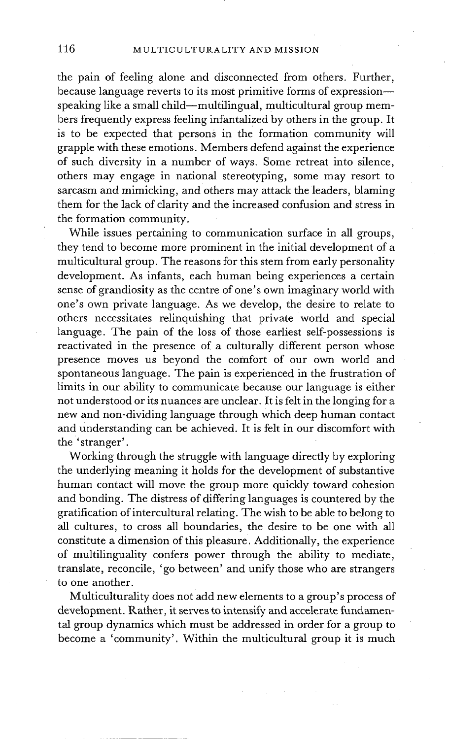the pain of feeling alone and disconnected from others. Further, because language reverts to its most primitive forms of expression—speaking like a small child—multilingual, multicultural group members frequently express feeling infantalized by others in the group. It is to be expected that persons in the formation community will grapple with these emotions. Members defend against the experience of such diversity in a number of ways. Some retreat into silence, others may engage in national stereotyping, some may resort to sarcasm and mimicking, and others may attack the leaders, blaming them for the lack of clarity and the increased confusion and stress in the formation community.

While issues pertaining to communication surface in all groups, they tend to become more prominent in the initial development of a multicultural group. The reasons for this stem from early personality development. As infants, each human being experiences a certain sense of grandiosity as the centre of one's own imaginary world with one's own private language. As we develop, the desire to relate to others necessitates relinquishing that private world and special language. The pain of the loss of those earliest self-possessions is reactivated in the presence of a culturally different person whose presence moves us beyond the comfort of our own world and spontaneous language. The pain is experienced in the frustration of limits in our ability to communicate because our language is either not understood or its nuances are unclear. It is felt in the longing for a new and non-dividing language through which deep human contact and understanding can be achieved. It is felt in our discomfort with the 'stranger'.

Working through the struggle with language directly by exploring the underlying meaning it holds for the development of substantive human contact will move the group more quickly toward cohesion and bonding. The distress of differing languages is countered by the gratification of intercultural relating. The wish to be able to belong to all cultures, to cross all boundaries, the desire to be one with all constitute a dimension of this pleasure. Additionally, the experience of multilinguality confers power through the ability to mediate, translate, reconcile, 'go between' and unify those who are strangers to one another.

Multiculturality does not add new elements to a group's process of development. Rather, it serves to intensify and accelerate fundamental group dynamics which must be addressed in order for a group to become a 'community'. Within the multicultural group it is much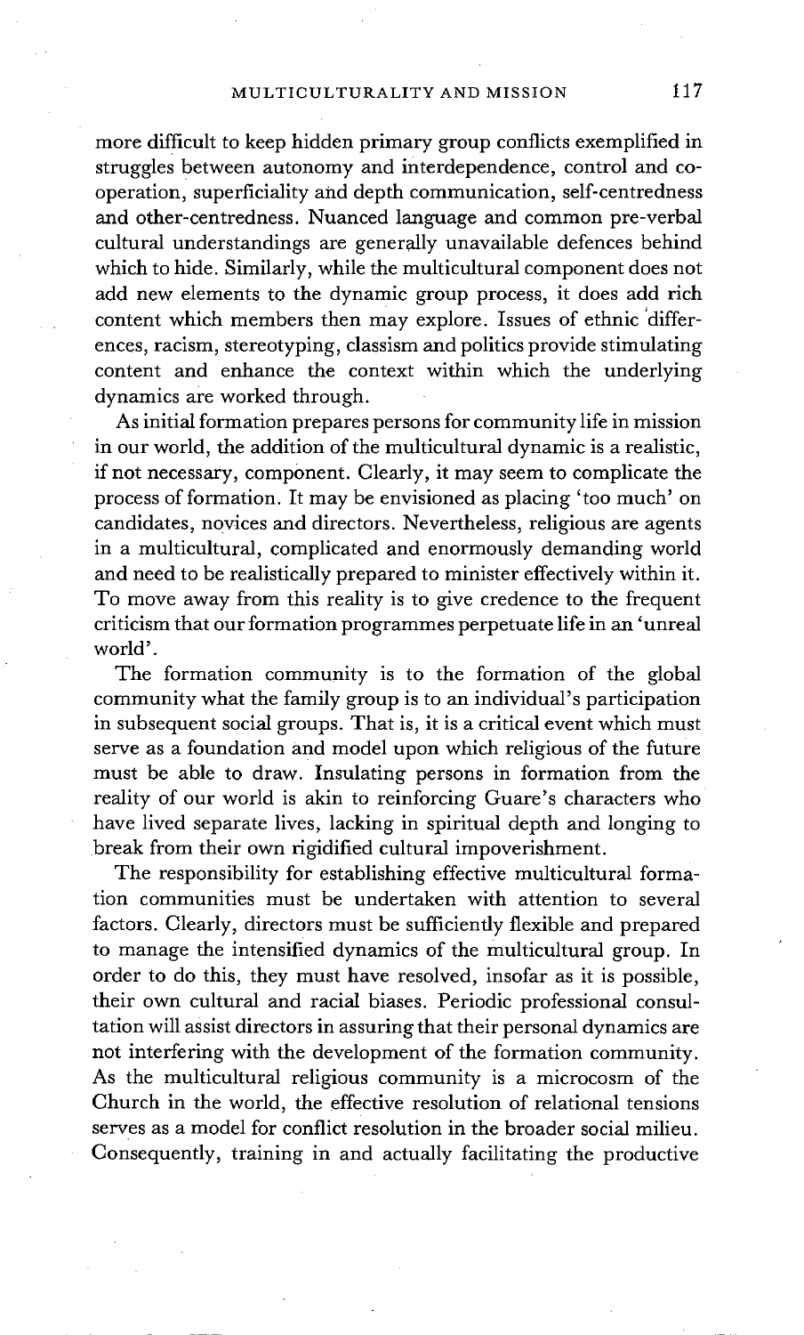more difficult to keep hidden primary group conflicts exemplified in struggles between autonomy and interdependence, control and co-operation, superficiality and depth communication, self-centredness and other-centredness. Nuanced language and common pre-verbal cultural understandings are generally unavailable defences behind which to hide. Similarly, while the multicultural component does not add new elements to the dynamic group process, it does add rich content which members then may explore. Issues of ethnic differences, racism, stereotyping, classism and politics provide stimulating content and enhance the context within which the underlying dynamics are worked through.

As initial formation prepares persons for community life in mission in our world, the addition of the multicultural dynamic is a realistic, if not necessary, component. Clearly, it may seem to complicate the process of formation. It may be envisioned as placing 'too much' on candidates, novices and directors. Nevertheless, religious are agents in a multicultural, complicated and enormously demanding world and need to be realistically prepared to minister effectively within it. To move away from this reality is to give credence to the frequent criticism that our formation programmes perpetuate life in an 'unreal world'.

The formation community is to the formation of the global community what the family group is to an individual's participation in subsequent social groups. That is, it is a critical event which must serve as a foundation and model upon which religious of the future must be able to draw. Insulating persons in formation from the reality of our world is akin to reinforcing Guare's characters who have lived separate lives, lacking in spiritual depth and longing to break from their own rigidified cultural impoverishment.

The responsibility for establishing effective multicultural formation communities must be undertaken with attention to several factors. Clearly, directors must be sufficiently flexible and prepared to manage the intensified dynamics of the multicultural group. In order to do this, they must have resolved, insofar as it is possible, their own cultural and racial biases. Periodic professional consultation will assist directors in assuring that their personal dynamics are not interfering with the development of the formation community. As the multicultural religious community is a microcosm of the Church in the world, the effective resolution of relational tensions serves as a model for conflict resolution in the broader social milieu. Consequently, training in and actually facilitating the productive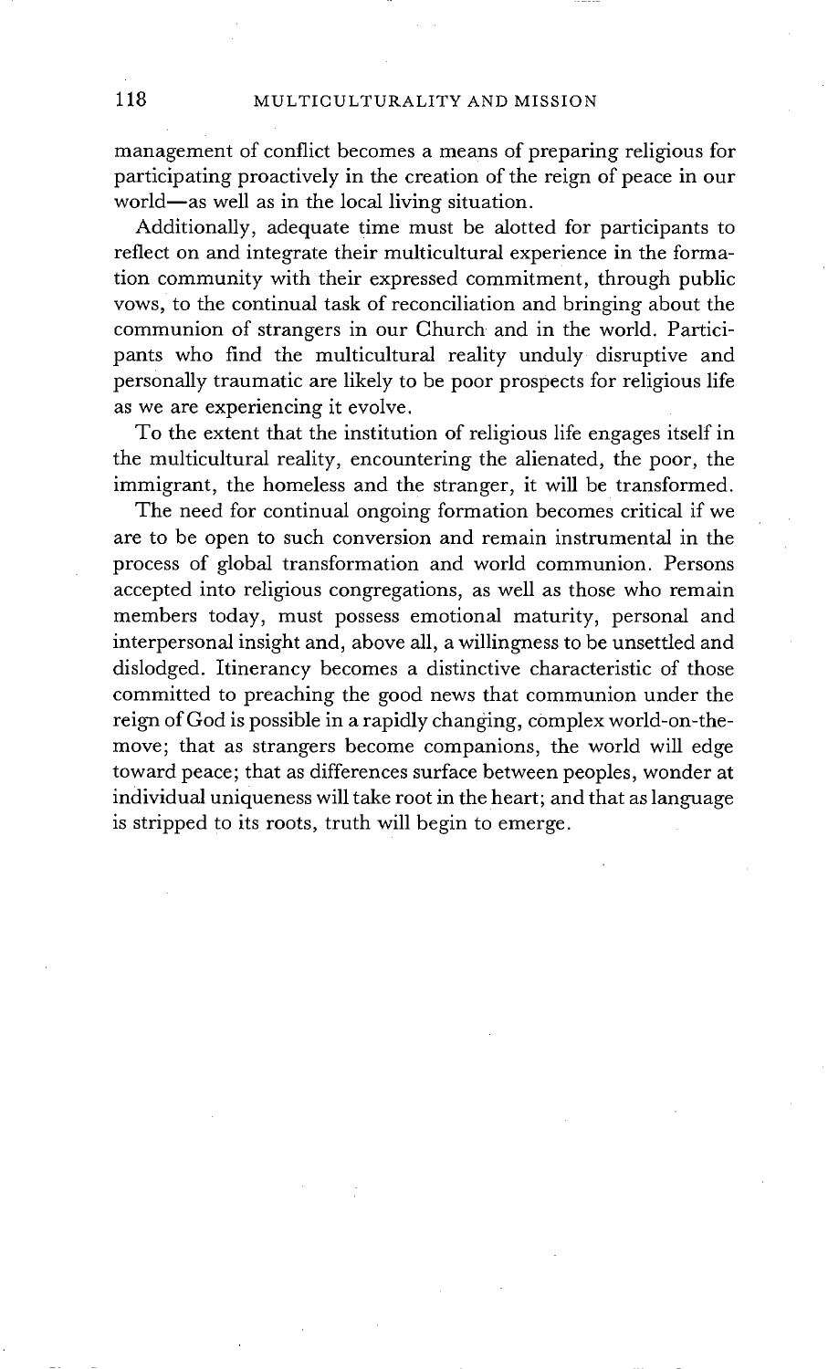management of conflict becomes a means of preparing religious for participating proactively in the creation of the reign of peace in our world—as well as in the local living situation.

Additionally, adequate time must be alotted for participants to reflect on and integrate their multicultural experience in the formation community with their expressed commitment, through public vows, to the continual task of reconciliation and bringing about the communion of strangers in our Church and in the world. Participants who find the multicultural reality unduly disruptive and personally traumatic are likely to be poor prospects for religious life as we are experiencing it evolve.

To the extent that the institution of religious life engages itself in the multicultural reality, encountering the alienated, the poor, the immigrant, the homeless and the stranger, it will be transformed.

The need for continual ongoing formation becomes critical if we are to be open to such conversion and remain instrumental in the process of global transformation and world communion. Persons accepted into religious congregations, as well as those who remain members today, must possess emotional maturity, personal and interpersonal insight and, above all, a willingness to be unsettled and dislodged. Itinerancy becomes a distinctive characteristic of those committed to preaching the good news that communion under the reign of God is possible in a rapidly changing, complex world-on-the-move; that as strangers become companions, the world will edge toward peace; that as differences surface between peoples, wonder at individual uniqueness will take root in the heart; and that as language is stripped to its roots, truth will begin to emerge.